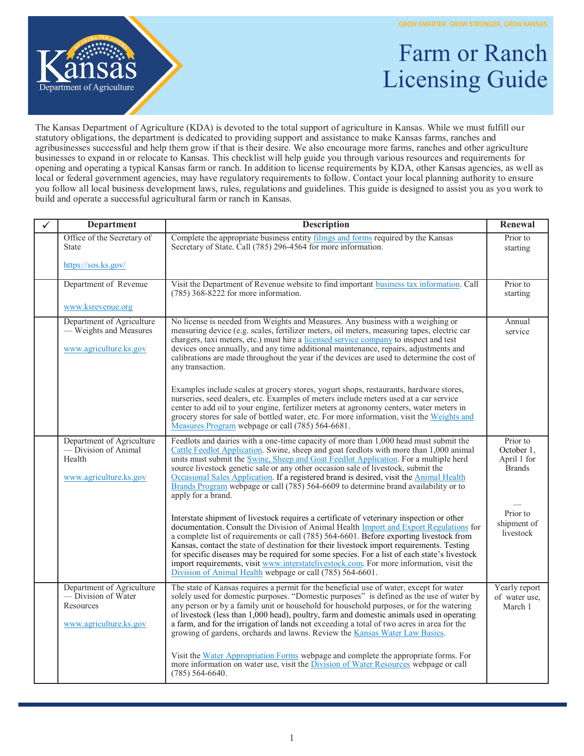GROW SMARTER. GROW STRONGER. GROW KANSAS.

# Farm or Ranch Licensing Guide

Kansas Department of Agriculture

The Kansas Department of Agriculture (KDA) is devoted to the total support of agriculture in Kansas. While we must fulfill our statutory obligations, the department is dedicated to providing support and assistance to make Kansas farms, ranches and agribusinesses successful and help them grow if that is their desire. We also encourage more farms, ranches and other agriculture businesses to expand in or relocate to Kansas. This checklist will help guide you through various resources and requirements for opening and operating a typical Kansas farm or ranch. In addition to license requirements by KDA, other Kansas agencies, as well as local or federal government agencies, may have regulatory requirements to follow. Contact your local planning authority to ensure you follow all local business development laws, rules, regulations and guidelines. This guide is designed to assist you as you work to build and operate a successful agricultural farm or ranch in Kansas.

| ✓ | Department | Description | Renewal |
|---|---|---|---|
| | Office of the Secretary of State<br><br>https://sos.ks.gov/ | Complete the appropriate business entity filings and forms required by the Kansas Secretary of State. Call (785) 296-4564 for more information. | Prior to starting |
| | Department of Revenue<br><br>www.ksrevenue.org | Visit the Department of Revenue website to find important business tax information. Call (785) 368-8222 for more information. | Prior to starting |
| | Department of Agriculture — Weights and Measures<br><br>www.agriculture.ks.gov | No license is needed from Weights and Measures. Any business with a weighing or measuring device (e.g. scales, fertilizer meters, oil meters, measuring tapes, electric car chargers, taxi meters, etc.) must hire a licensed service company to inspect and test devices once annually, and any time additional maintenance, repairs, adjustments and calibrations are made throughout the year if the devices are used to determine the cost of any transaction.<br><br>Examples include scales at grocery stores, yogurt shops, restaurants, hardware stores, nurseries, seed dealers, etc. Examples of meters include meters used at a car service center to add oil to your engine, fertilizer meters at agronomy centers, water meters in grocery stores for sale of bottled water, etc. For more information, visit the Weights and Measures Program webpage or call (785) 564-6681. | Annual service |
| | Department of Agriculture — Division of Animal Health<br><br>www.agriculture.ks.gov | Feedlots and dairies with a one-time capacity of more than 1,000 head must submit the Cattle Feedlot Application. Swine, sheep and goat feedlots with more than 1,000 animal units must submit the Swine, Sheep and Goat Feedlot Application. For a multiple herd source livestock genetic sale or any other occasion sale of livestock, submit the Occasional Sales Application. If a registered brand is desired, visit the Animal Health Brands Program webpage or call (785) 564-6609 to determine brand availability or to apply for a brand.<br><br>Interstate shipment of livestock requires a certificate of veterinary inspection or other documentation. Consult the Division of Animal Health Import and Export Regulations for a complete list of requirements or call (785) 564-6601. Before exporting livestock from Kansas, contact the state of destination for their livestock import requirements. Testing for specific diseases may be required for some species. For a list of each state's livestock import requirements, visit www.interstatelivestock.com. For more information, visit the Division of Animal Health webpage or call (785) 564-6601. | Prior to October 1, April 1 for Brands<br><br>—<br>Prior to shipment of livestock |
| | Department of Agriculture — Division of Water Resources<br><br>www.agriculture.ks.gov | The state of Kansas requires a permit for the beneficial use of water, except for water solely used for domestic purposes. "Domestic purposes" is defined as the use of water by any person or by a family unit or household for household purposes, or for the watering of livestock (less than 1,000 head), poultry, farm and domestic animals used in operating a farm, and for the irrigation of lands not exceeding a total of two acres in area for the growing of gardens, orchards and lawns. Review the Kansas Water Law Basics.<br><br>Visit the Water Appropriation Forms webpage and complete the appropriate forms. For more information on water use, visit the Division of Water Resources webpage or call (785) 564-6640. | Yearly report of water use, March 1 |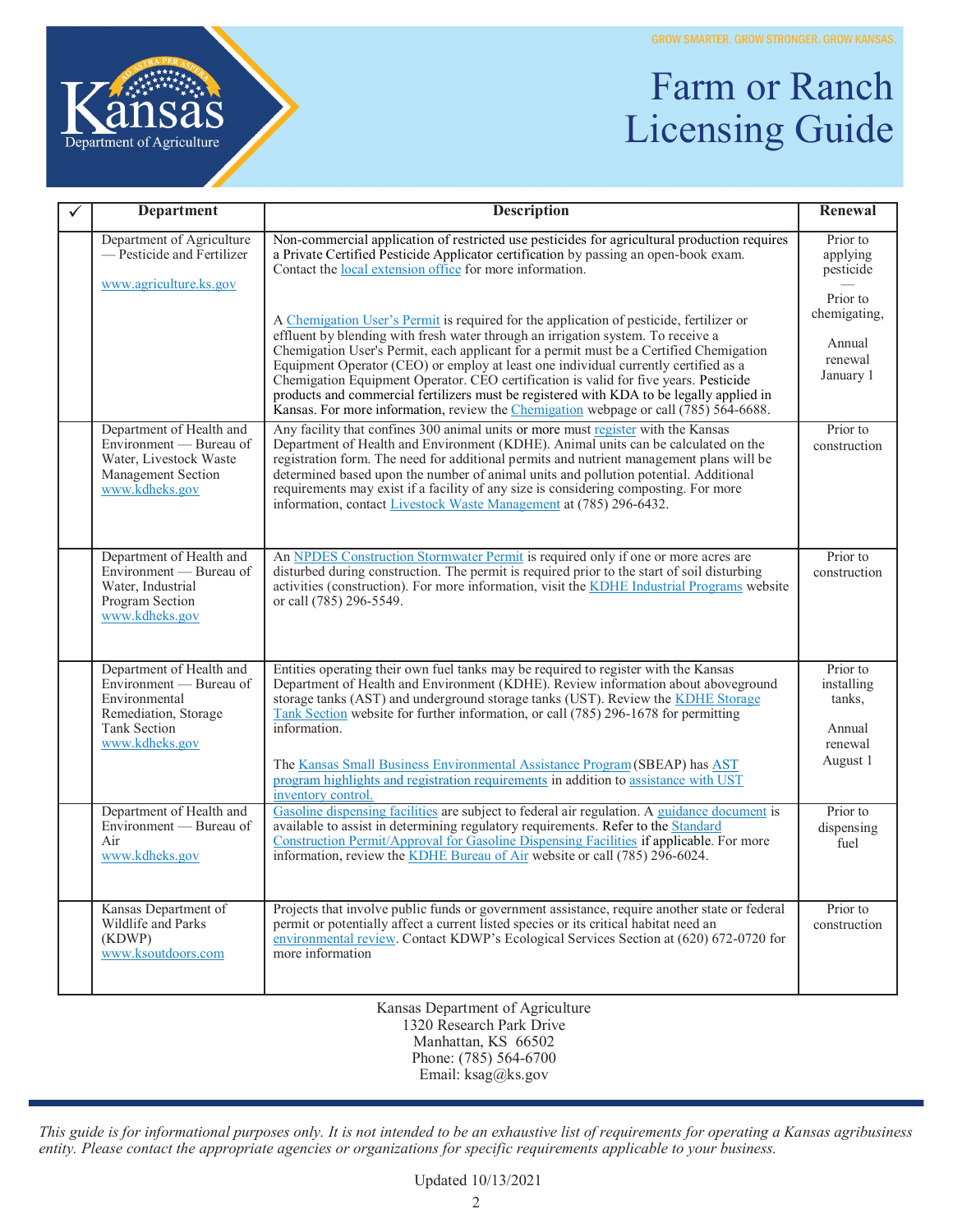GROW SMARTER. GROW STRONGER. GROW KANSAS.

# Farm or Ranch Licensing Guide

| ✓ | Department | Description | Renewal |
|---|---|---|---|
| | Department of Agriculture — Pesticide and Fertilizer<br><br>www.agriculture.ks.gov | Non-commercial application of restricted use pesticides for agricultural production requires a Private Certified Pesticide Applicator certification by passing an open-book exam. Contact the local extension office for more information.<br><br>A Chemigation User's Permit is required for the application of pesticide, fertilizer or effluent by blending with fresh water through an irrigation system. To receive a Chemigation User's Permit, each applicant for a permit must be a Certified Chemigation Equipment Operator (CEO) or employ at least one individual currently certified as a Chemigation Equipment Operator. CEO certification is valid for five years. Pesticide products and commercial fertilizers must be registered with KDA to be legally applied in Kansas. For more information, review the Chemigation webpage or call (785) 564-6688. | Prior to applying pesticide<br>—<br>Prior to chemigating,<br><br>Annual renewal January 1 |
| | Department of Health and Environment — Bureau of Water, Livestock Waste Management Section<br>www.kdheks.gov | Any facility that confines 300 animal units or more must register with the Kansas Department of Health and Environment (KDHE). Animal units can be calculated on the registration form. The need for additional permits and nutrient management plans will be determined based upon the number of animal units and pollution potential. Additional requirements may exist if a facility of any size is considering composting. For more information, contact Livestock Waste Management at (785) 296-6432. | Prior to construction |
| | Department of Health and Environment — Bureau of Water, Industrial Program Section<br>www.kdheks.gov | An NPDES Construction Stormwater Permit is required only if one or more acres are disturbed during construction. The permit is required prior to the start of soil disturbing activities (construction). For more information, visit the KDHE Industrial Programs website or call (785) 296-5549. | Prior to construction |
| | Department of Health and Environment — Bureau of Environmental Remediation, Storage Tank Section<br>www.kdheks.gov | Entities operating their own fuel tanks may be required to register with the Kansas Department of Health and Environment (KDHE). Review information about aboveground storage tanks (AST) and underground storage tanks (UST). Review the KDHE Storage Tank Section website for further information, or call (785) 296-1678 for permitting information.<br><br>The Kansas Small Business Environmental Assistance Program (SBEAP) has AST program highlights and registration requirements in addition to assistance with UST inventory control. | Prior to installing tanks,<br><br>Annual renewal August 1 |
| | Department of Health and Environment — Bureau of Air<br>www.kdheks.gov | Gasoline dispensing facilities are subject to federal air regulation. A guidance document is available to assist in determining regulatory requirements. Refer to the Standard Construction Permit/Approval for Gasoline Dispensing Facilities if applicable. For more information, review the KDHE Bureau of Air website or call (785) 296-6024. | Prior to dispensing fuel |
| | Kansas Department of Wildlife and Parks (KDWP)<br>www.ksoutdoors.com | Projects that involve public funds or government assistance, require another state or federal permit or potentially affect a current listed species or its critical habitat need an environmental review. Contact KDWP's Ecological Services Section at (620) 672-0720 for more information | Prior to construction |

Kansas Department of Agriculture
1320 Research Park Drive
Manhattan, KS 66502
Phone: (785) 564-6700
Email: ksag@ks.gov

*This guide is for informational purposes only. It is not intended to be an exhaustive list of requirements for operating a Kansas agribusiness entity. Please contact the appropriate agencies or organizations for specific requirements applicable to your business.*

Updated 10/13/2021